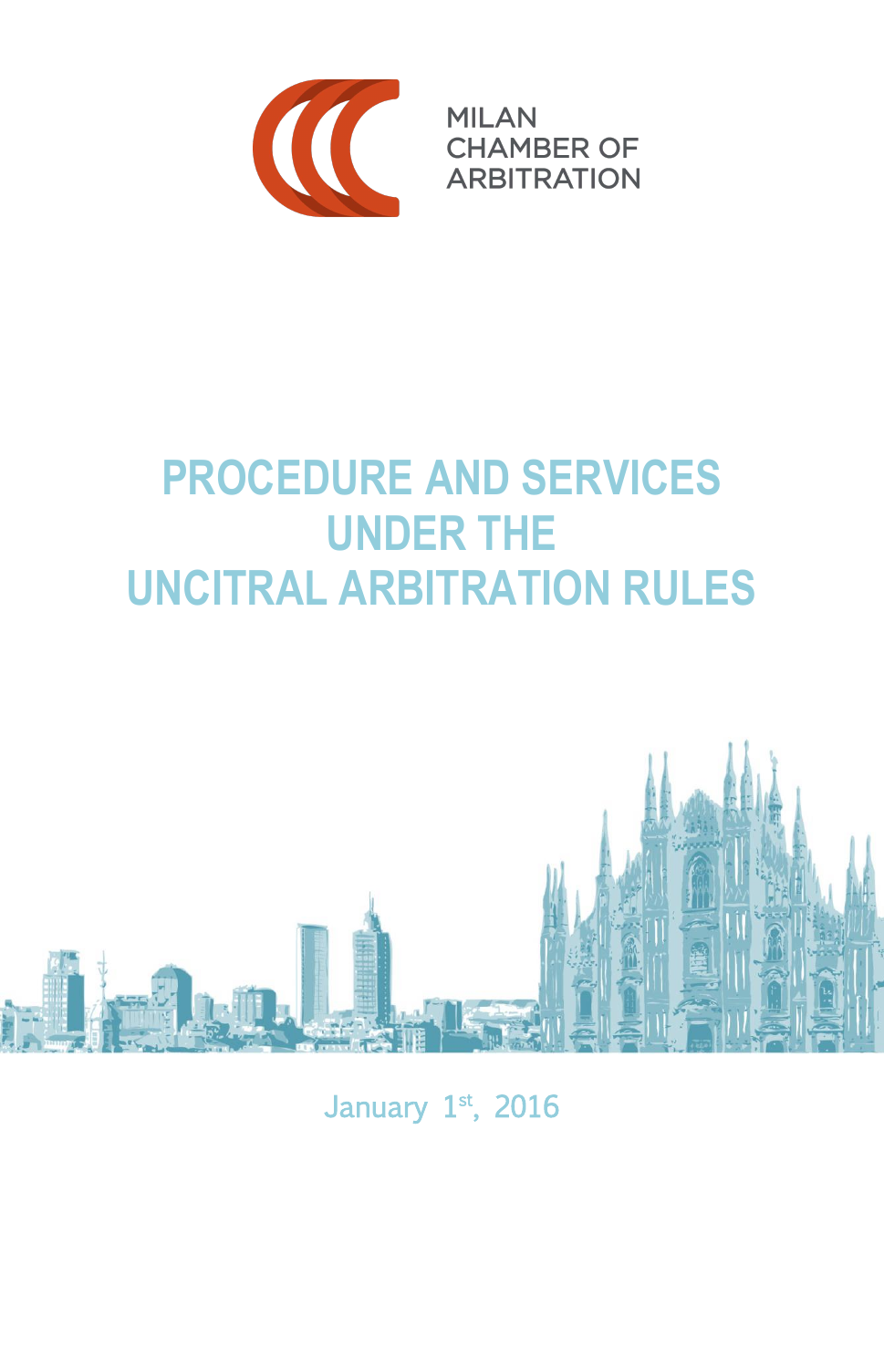MILAN CHAMBER OF ARBITRATION

# PROCEDURE AND SERVICES UNDER THE UNCITRAL ARBITRATION RULES

January 1st, 2016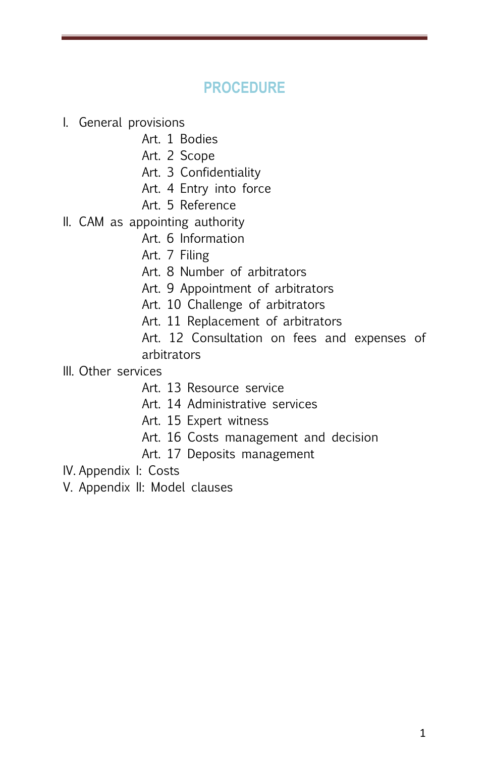# PROCEDURE

I. General provisions
  - Art. 1 Bodies
  - Art. 2 Scope
  - Art. 3 Confidentiality
  - Art. 4 Entry into force
  - Art. 5 Reference

II. CAM as appointing authority
  - Art. 6 Information
  - Art. 7 Filing
  - Art. 8 Number of arbitrators
  - Art. 9 Appointment of arbitrators
  - Art. 10 Challenge of arbitrators
  - Art. 11 Replacement of arbitrators
  - Art. 12 Consultation on fees and expenses of arbitrators

III. Other services
  - Art. 13 Resource service
  - Art. 14 Administrative services
  - Art. 15 Expert witness
  - Art. 16 Costs management and decision
  - Art. 17 Deposits management

IV. Appendix I: Costs

V. Appendix II: Model clauses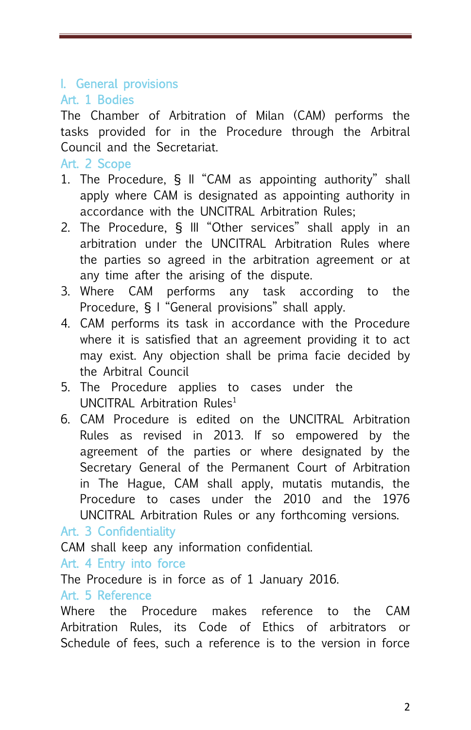## I. General provisions

### Art. 1 Bodies

The Chamber of Arbitration of Milan (CAM) performs the tasks provided for in the Procedure through the Arbitral Council and the Secretariat.

### Art. 2 Scope

1. The Procedure, § II "CAM as appointing authority" shall apply where CAM is designated as appointing authority in accordance with the UNCITRAL Arbitration Rules;
2. The Procedure, § III "Other services" shall apply in an arbitration under the UNCITRAL Arbitration Rules where the parties so agreed in the arbitration agreement or at any time after the arising of the dispute.
3. Where CAM performs any task according to the Procedure, § I "General provisions" shall apply.
4. CAM performs its task in accordance with the Procedure where it is satisfied that an agreement providing it to act may exist. Any objection shall be prima facie decided by the Arbitral Council
5. The Procedure applies to cases under the UNCITRAL Arbitration Rules[1]
6. CAM Procedure is edited on the UNCITRAL Arbitration Rules as revised in 2013. If so empowered by the agreement of the parties or where designated by the Secretary General of the Permanent Court of Arbitration in The Hague, CAM shall apply, mutatis mutandis, the Procedure to cases under the 2010 and the 1976 UNCITRAL Arbitration Rules or any forthcoming versions.

### Art. 3 Confidentiality

CAM shall keep any information confidential.

### Art. 4 Entry into force

The Procedure is in force as of 1 January 2016.

### Art. 5 Reference

Where the Procedure makes reference to the CAM Arbitration Rules, its Code of Ethics of arbitrators or Schedule of fees, such a reference is to the version in force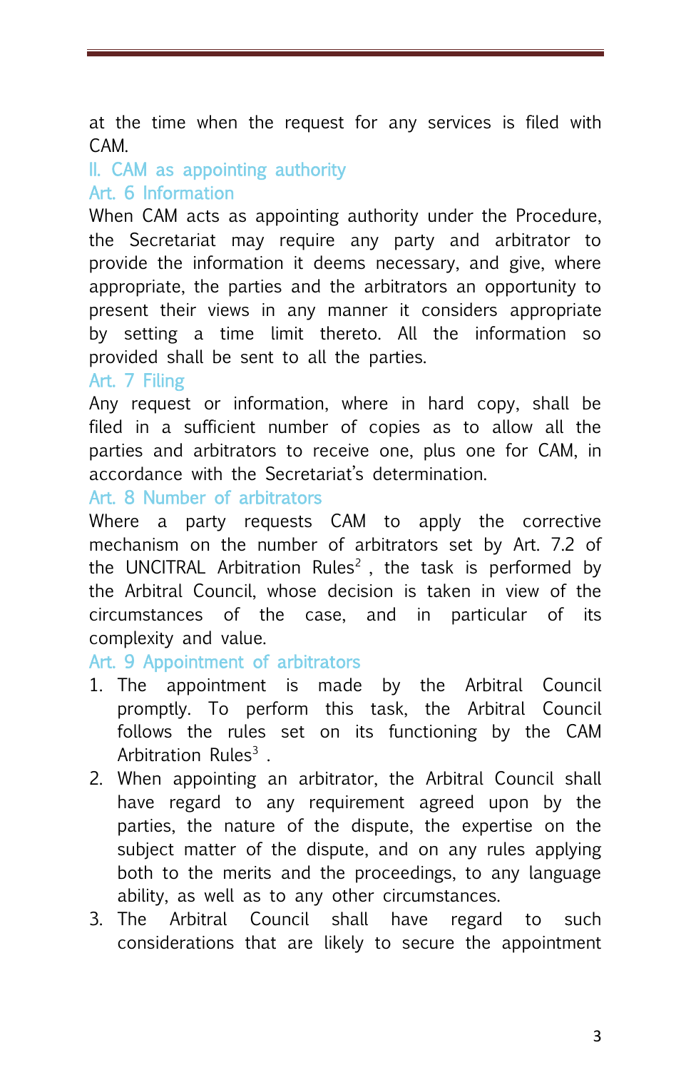at the time when the request for any services is filed with CAM.

## II. CAM as appointing authority

### Art. 6 Information

When CAM acts as appointing authority under the Procedure, the Secretariat may require any party and arbitrator to provide the information it deems necessary, and give, where appropriate, the parties and the arbitrators an opportunity to present their views in any manner it considers appropriate by setting a time limit thereto. All the information so provided shall be sent to all the parties.

### Art. 7 Filing

Any request or information, where in hard copy, shall be filed in a sufficient number of copies as to allow all the parties and arbitrators to receive one, plus one for CAM, in accordance with the Secretariat's determination.

### Art. 8 Number of arbitrators

Where a party requests CAM to apply the corrective mechanism on the number of arbitrators set by Art. 7.2 of the UNCITRAL Arbitration Rules[2] , the task is performed by the Arbitral Council, whose decision is taken in view of the circumstances of the case, and in particular of its complexity and value.

### Art. 9 Appointment of arbitrators

1. The appointment is made by the Arbitral Council promptly. To perform this task, the Arbitral Council follows the rules set on its functioning by the CAM Arbitration Rules[3] .
2. When appointing an arbitrator, the Arbitral Council shall have regard to any requirement agreed upon by the parties, the nature of the dispute, the expertise on the subject matter of the dispute, and on any rules applying both to the merits and the proceedings, to any language ability, as well as to any other circumstances.
3. The Arbitral Council shall have regard to such considerations that are likely to secure the appointment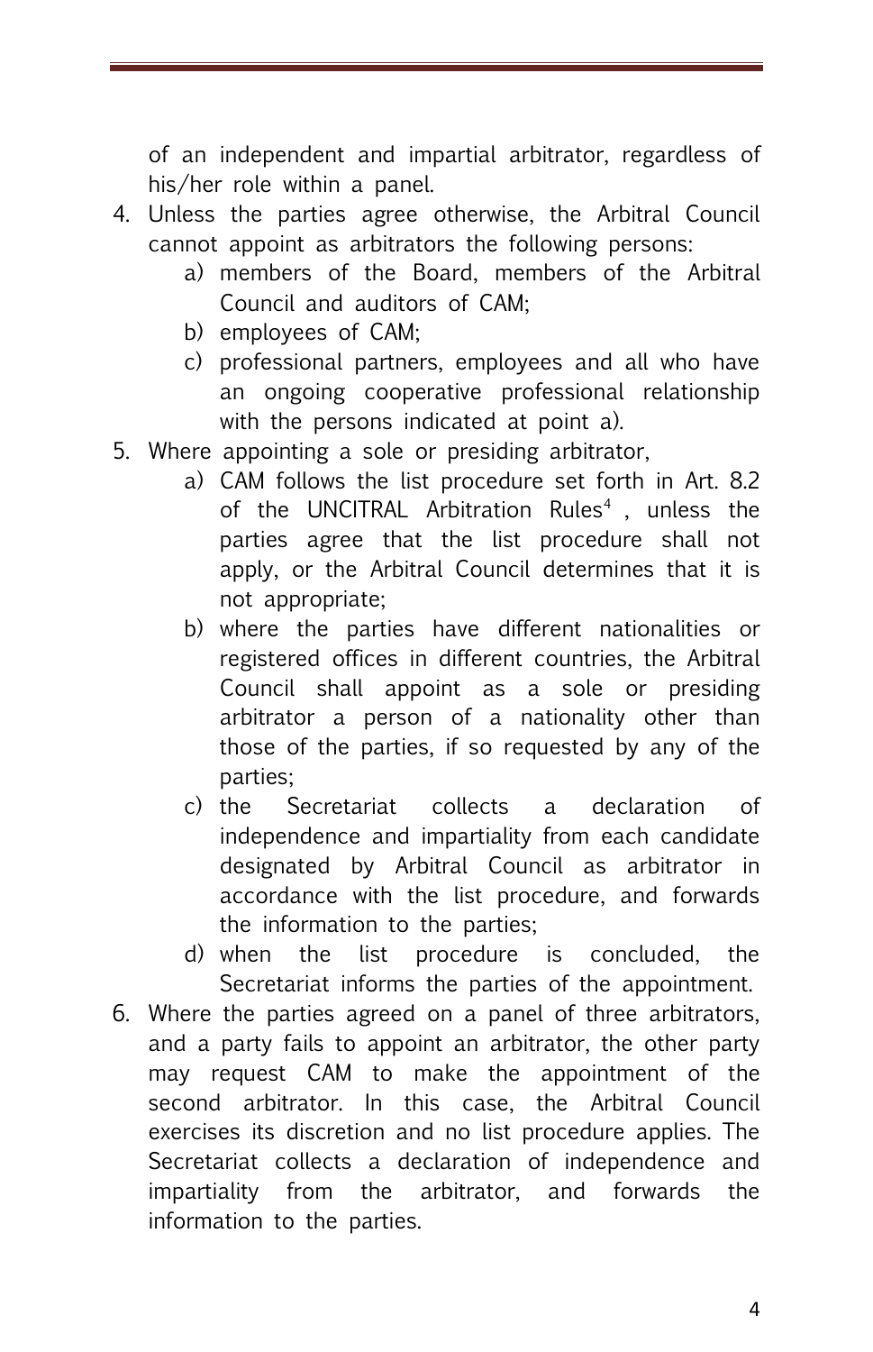of an independent and impartial arbitrator, regardless of his/her role within a panel.

4. Unless the parties agree otherwise, the Arbitral Council cannot appoint as arbitrators the following persons:
   a) members of the Board, members of the Arbitral Council and auditors of CAM;
   b) employees of CAM;
   c) professional partners, employees and all who have an ongoing cooperative professional relationship with the persons indicated at point a).
5. Where appointing a sole or presiding arbitrator,
   a) CAM follows the list procedure set forth in Art. 8.2 of the UNCITRAL Arbitration Rules[4] , unless the parties agree that the list procedure shall not apply, or the Arbitral Council determines that it is not appropriate;
   b) where the parties have different nationalities or registered offices in different countries, the Arbitral Council shall appoint as a sole or presiding arbitrator a person of a nationality other than those of the parties, if so requested by any of the parties;
   c) the Secretariat collects a declaration of independence and impartiality from each candidate designated by Arbitral Council as arbitrator in accordance with the list procedure, and forwards the information to the parties;
   d) when the list procedure is concluded, the Secretariat informs the parties of the appointment.
6. Where the parties agreed on a panel of three arbitrators, and a party fails to appoint an arbitrator, the other party may request CAM to make the appointment of the second arbitrator. In this case, the Arbitral Council exercises its discretion and no list procedure applies. The Secretariat collects a declaration of independence and impartiality from the arbitrator, and forwards the information to the parties.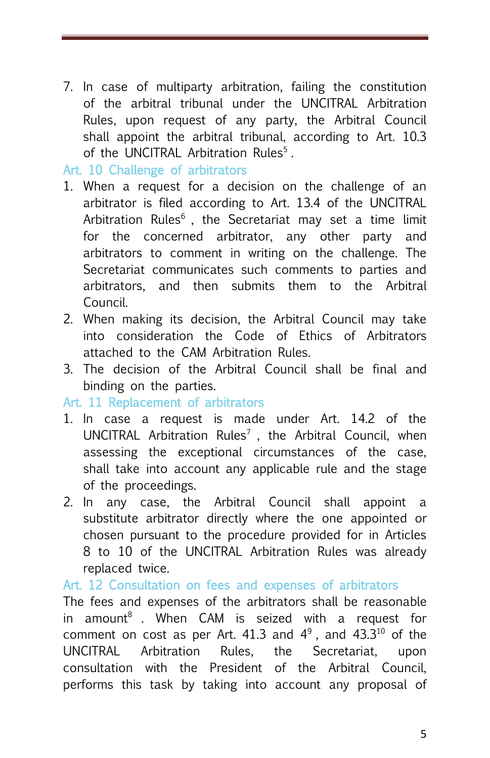7. In case of multiparty arbitration, failing the constitution of the arbitral tribunal under the UNCITRAL Arbitration Rules, upon request of any party, the Arbitral Council shall appoint the arbitral tribunal, according to Art. 10.3 of the UNCITRAL Arbitration Rules[5] .

## Art. 10 Challenge of arbitrators

1. When a request for a decision on the challenge of an arbitrator is filed according to Art. 13.4 of the UNCITRAL Arbitration Rules[6] , the Secretariat may set a time limit for the concerned arbitrator, any other party and arbitrators to comment in writing on the challenge. The Secretariat communicates such comments to parties and arbitrators, and then submits them to the Arbitral Council.
2. When making its decision, the Arbitral Council may take into consideration the Code of Ethics of Arbitrators attached to the CAM Arbitration Rules.
3. The decision of the Arbitral Council shall be final and binding on the parties.

## Art. 11 Replacement of arbitrators

1. In case a request is made under Art. 14.2 of the UNCITRAL Arbitration Rules[7] , the Arbitral Council, when assessing the exceptional circumstances of the case, shall take into account any applicable rule and the stage of the proceedings.
2. In any case, the Arbitral Council shall appoint a substitute arbitrator directly where the one appointed or chosen pursuant to the procedure provided for in Articles 8 to 10 of the UNCITRAL Arbitration Rules was already replaced twice.

## Art. 12 Consultation on fees and expenses of arbitrators

The fees and expenses of the arbitrators shall be reasonable in amount[8] . When CAM is seized with a request for comment on cost as per Art. 41.3 and 4[9] , and 43.3[10] of the UNCITRAL Arbitration Rules, the Secretariat, upon consultation with the President of the Arbitral Council, performs this task by taking into account any proposal of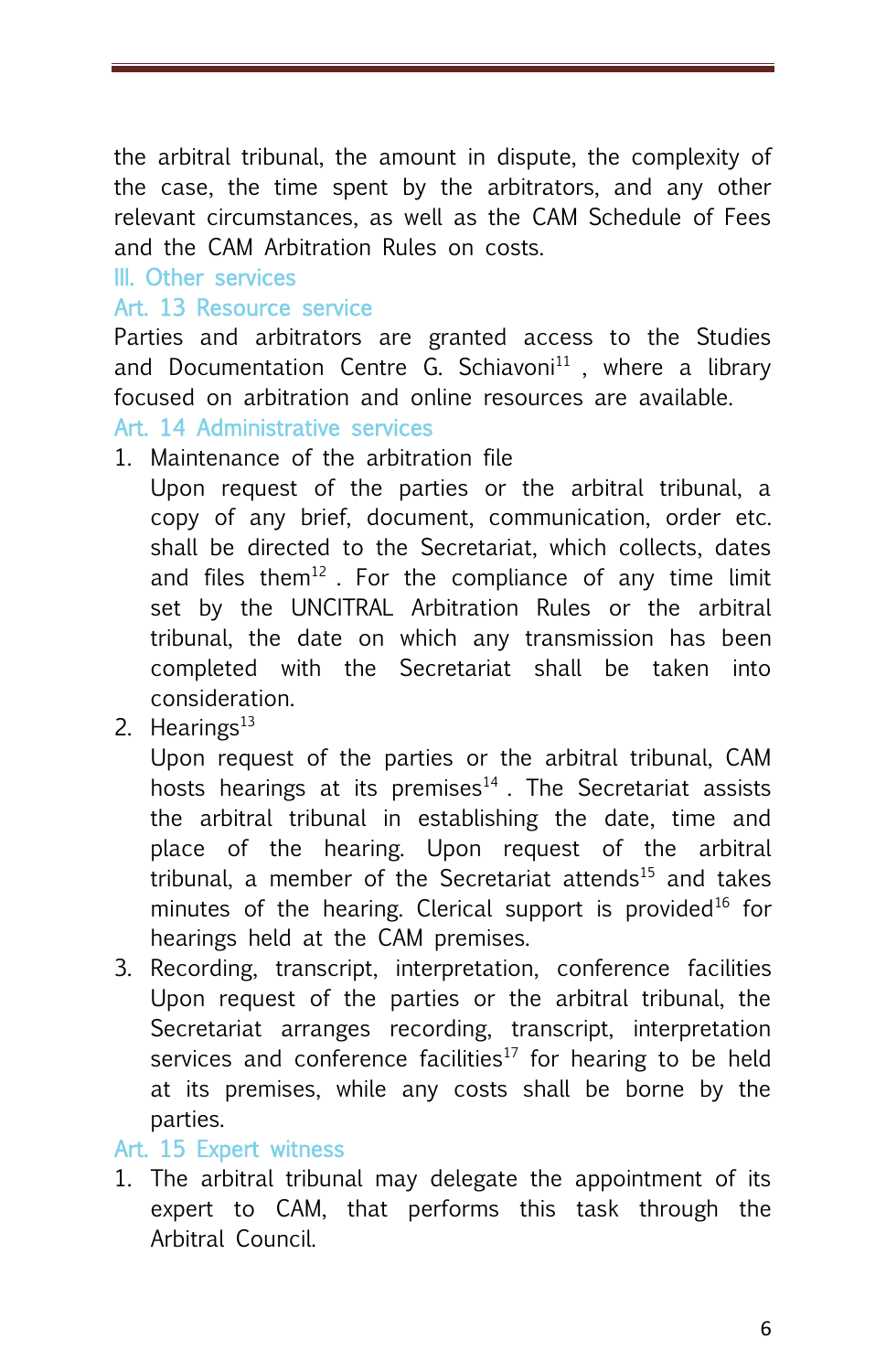the arbitral tribunal, the amount in dispute, the complexity of the case, the time spent by the arbitrators, and any other relevant circumstances, as well as the CAM Schedule of Fees and the CAM Arbitration Rules on costs.

## III. Other services

### Art. 13 Resource service

Parties and arbitrators are granted access to the Studies and Documentation Centre G. Schiavoni[11] , where a library focused on arbitration and online resources are available.

### Art. 14 Administrative services

1. Maintenance of the arbitration file
   Upon request of the parties or the arbitral tribunal, a copy of any brief, document, communication, order etc. shall be directed to the Secretariat, which collects, dates and files them[12] . For the compliance of any time limit set by the UNCITRAL Arbitration Rules or the arbitral tribunal, the date on which any transmission has been completed with the Secretariat shall be taken into consideration.
2. Hearings[13]
   Upon request of the parties or the arbitral tribunal, CAM hosts hearings at its premises[14] . The Secretariat assists the arbitral tribunal in establishing the date, time and place of the hearing. Upon request of the arbitral tribunal, a member of the Secretariat attends[15] and takes minutes of the hearing. Clerical support is provided[16] for hearings held at the CAM premises.
3. Recording, transcript, interpretation, conference facilities
   Upon request of the parties or the arbitral tribunal, the Secretariat arranges recording, transcript, interpretation services and conference facilities[17] for hearing to be held at its premises, while any costs shall be borne by the parties.

### Art. 15 Expert witness

1. The arbitral tribunal may delegate the appointment of its expert to CAM, that performs this task through the Arbitral Council.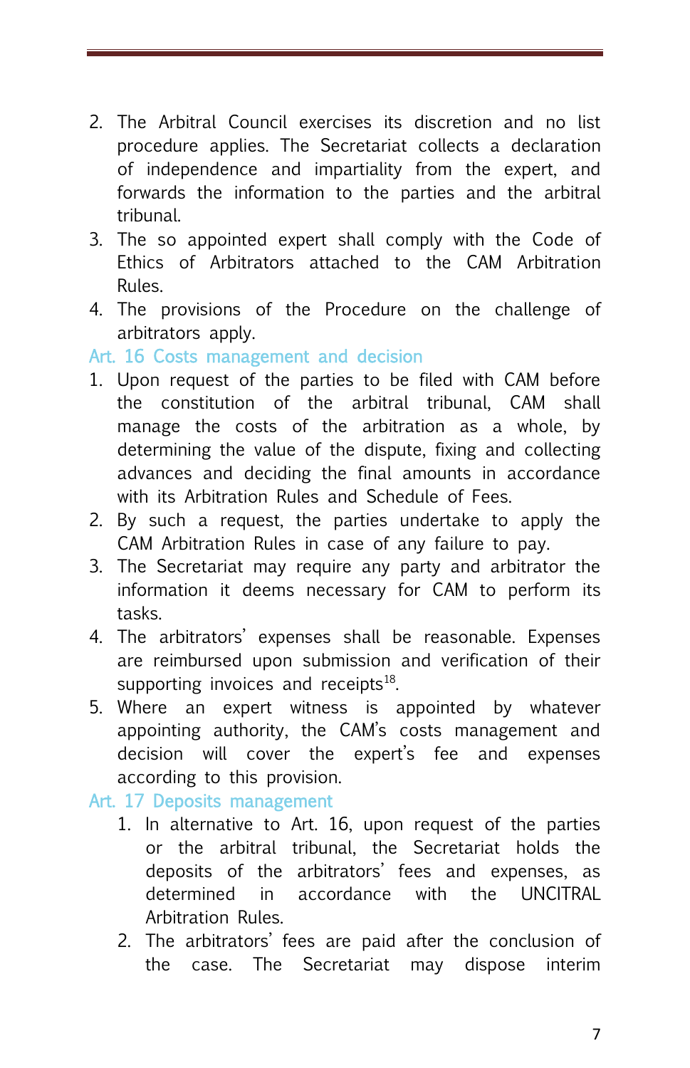2. The Arbitral Council exercises its discretion and no list procedure applies. The Secretariat collects a declaration of independence and impartiality from the expert, and forwards the information to the parties and the arbitral tribunal.
3. The so appointed expert shall comply with the Code of Ethics of Arbitrators attached to the CAM Arbitration Rules.
4. The provisions of the Procedure on the challenge of arbitrators apply.

### Art. 16 Costs management and decision

1. Upon request of the parties to be filed with CAM before the constitution of the arbitral tribunal, CAM shall manage the costs of the arbitration as a whole, by determining the value of the dispute, fixing and collecting advances and deciding the final amounts in accordance with its Arbitration Rules and Schedule of Fees.
2. By such a request, the parties undertake to apply the CAM Arbitration Rules in case of any failure to pay.
3. The Secretariat may require any party and arbitrator the information it deems necessary for CAM to perform its tasks.
4. The arbitrators' expenses shall be reasonable. Expenses are reimbursed upon submission and verification of their supporting invoices and receipts[18].
5. Where an expert witness is appointed by whatever appointing authority, the CAM's costs management and decision will cover the expert's fee and expenses according to this provision.

### Art. 17 Deposits management

1. In alternative to Art. 16, upon request of the parties or the arbitral tribunal, the Secretariat holds the deposits of the arbitrators' fees and expenses, as determined in accordance with the UNCITRAL Arbitration Rules.
2. The arbitrators' fees are paid after the conclusion of the case. The Secretariat may dispose interim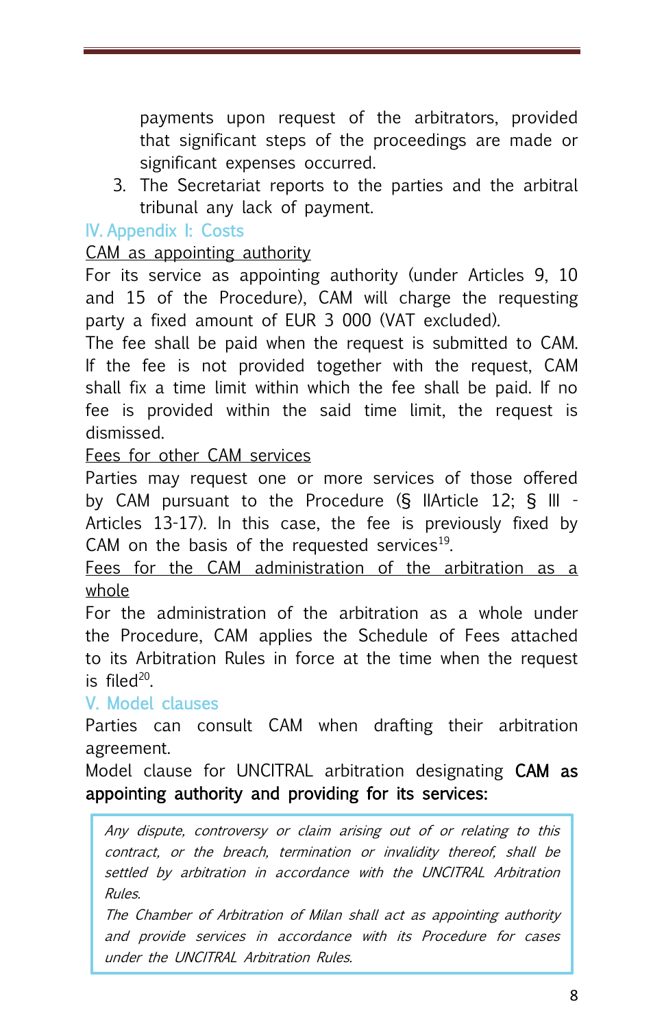payments upon request of the arbitrators, provided that significant steps of the proceedings are made or significant expenses occurred.

3. The Secretariat reports to the parties and the arbitral tribunal any lack of payment.

## IV. Appendix I: Costs

<u>CAM as appointing authority</u>

For its service as appointing authority (under Articles 9, 10 and 15 of the Procedure), CAM will charge the requesting party a fixed amount of EUR 3 000 (VAT excluded).

The fee shall be paid when the request is submitted to CAM. If the fee is not provided together with the request, CAM shall fix a time limit within which the fee shall be paid. If no fee is provided within the said time limit, the request is dismissed.

<u>Fees for other CAM services</u>

Parties may request one or more services of those offered by CAM pursuant to the Procedure (§ IIArticle 12; § III - Articles 13-17). In this case, the fee is previously fixed by CAM on the basis of the requested services[19].

<u>Fees for the CAM administration of the arbitration as a whole</u>

For the administration of the arbitration as a whole under the Procedure, CAM applies the Schedule of Fees attached to its Arbitration Rules in force at the time when the request is filed[20].

## V. Model clauses

Parties can consult CAM when drafting their arbitration agreement.

Model clause for UNCITRAL arbitration designating **CAM as appointing authority and providing for its services:**

> *Any dispute, controversy or claim arising out of or relating to this contract, or the breach, termination or invalidity thereof, shall be settled by arbitration in accordance with the UNCITRAL Arbitration Rules.*
>
> *The Chamber of Arbitration of Milan shall act as appointing authority and provide services in accordance with its Procedure for cases under the UNCITRAL Arbitration Rules.*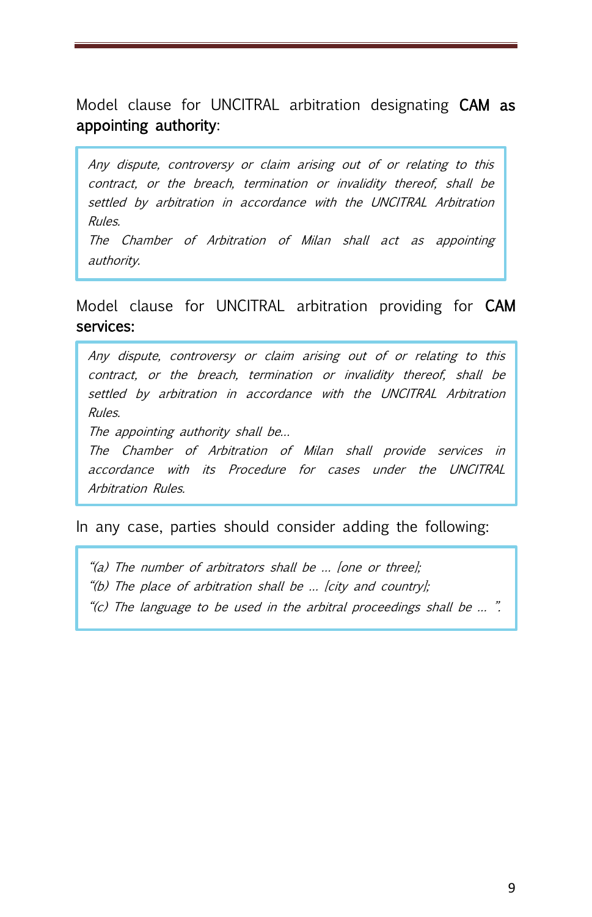Model clause for UNCITRAL arbitration designating **CAM as appointing authority**:

> *Any dispute, controversy or claim arising out of or relating to this contract, or the breach, termination or invalidity thereof, shall be settled by arbitration in accordance with the UNCITRAL Arbitration Rules.*
> *The Chamber of Arbitration of Milan shall act as appointing authority.*

Model clause for UNCITRAL arbitration providing for **CAM services:**

> *Any dispute, controversy or claim arising out of or relating to this contract, or the breach, termination or invalidity thereof, shall be settled by arbitration in accordance with the UNCITRAL Arbitration Rules.*
> *The appointing authority shall be…*
> *The Chamber of Arbitration of Milan shall provide services in accordance with its Procedure for cases under the UNCITRAL Arbitration Rules.*

In any case, parties should consider adding the following:

> *"(a) The number of arbitrators shall be … [one or three];*
> *"(b) The place of arbitration shall be … [city and country];*
> *"(c) The language to be used in the arbitral proceedings shall be … ".*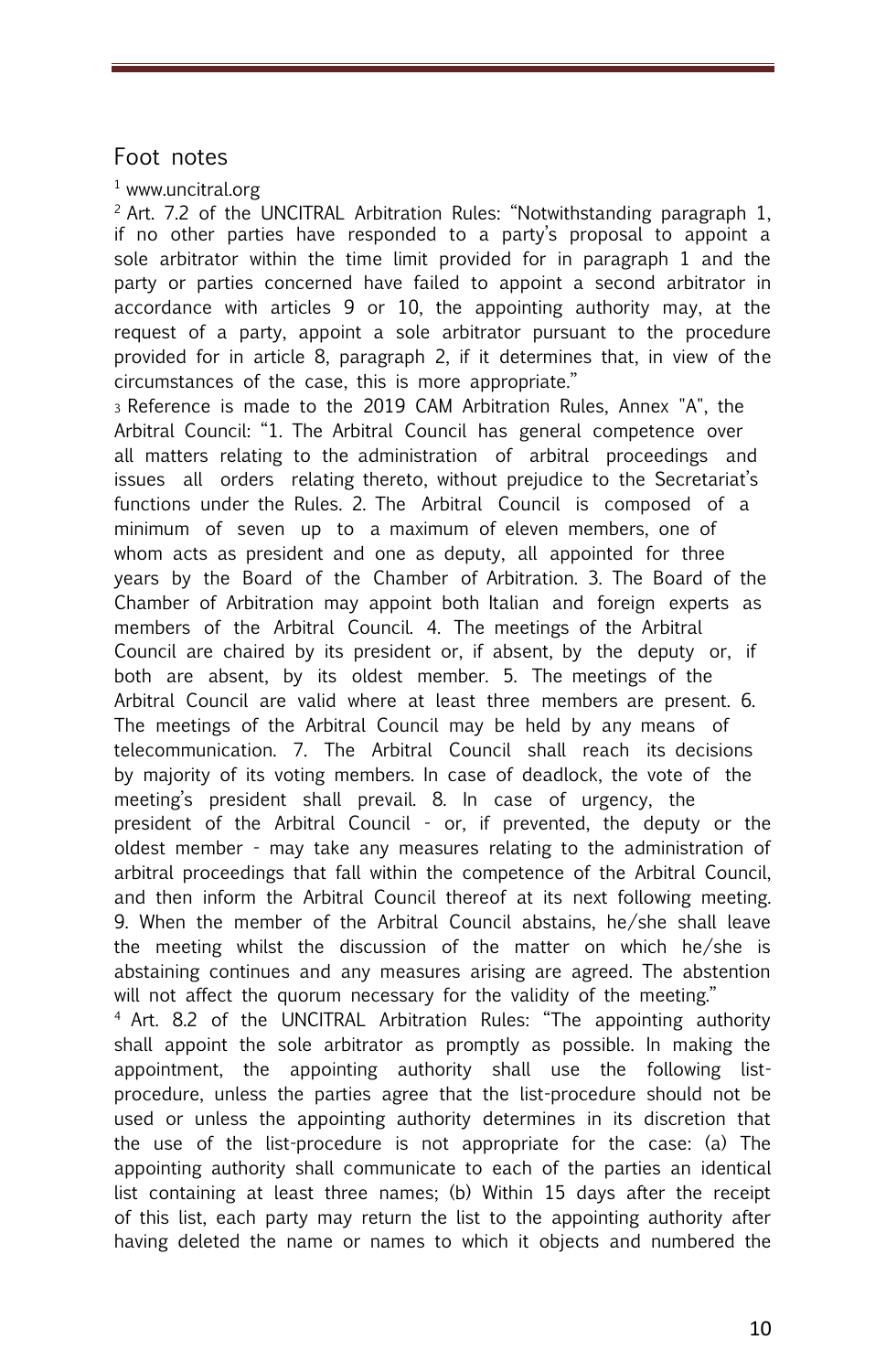## Foot notes

[1] www.uncitral.org

[2] Art. 7.2 of the UNCITRAL Arbitration Rules: "Notwithstanding paragraph 1, if no other parties have responded to a party's proposal to appoint a sole arbitrator within the time limit provided for in paragraph 1 and the party or parties concerned have failed to appoint a second arbitrator in accordance with articles 9 or 10, the appointing authority may, at the request of a party, appoint a sole arbitrator pursuant to the procedure provided for in article 8, paragraph 2, if it determines that, in view of the circumstances of the case, this is more appropriate."

[3] Reference is made to the 2019 CAM Arbitration Rules, Annex "A", the Arbitral Council: "1. The Arbitral Council has general competence over all matters relating to the administration of arbitral proceedings and issues all orders relating thereto, without prejudice to the Secretariat's functions under the Rules. 2. The Arbitral Council is composed of a minimum of seven up to a maximum of eleven members, one of whom acts as president and one as deputy, all appointed for three years by the Board of the Chamber of Arbitration. 3. The Board of the Chamber of Arbitration may appoint both Italian and foreign experts as members of the Arbitral Council. 4. The meetings of the Arbitral Council are chaired by its president or, if absent, by the deputy or, if both are absent, by its oldest member. 5. The meetings of the Arbitral Council are valid where at least three members are present. 6. The meetings of the Arbitral Council may be held by any means of telecommunication. 7. The Arbitral Council shall reach its decisions by majority of its voting members. In case of deadlock, the vote of the meeting's president shall prevail. 8. In case of urgency, the president of the Arbitral Council - or, if prevented, the deputy or the oldest member - may take any measures relating to the administration of arbitral proceedings that fall within the competence of the Arbitral Council, and then inform the Arbitral Council thereof at its next following meeting. 9. When the member of the Arbitral Council abstains, he/she shall leave the meeting whilst the discussion of the matter on which he/she is abstaining continues and any measures arising are agreed. The abstention will not affect the quorum necessary for the validity of the meeting."

[4] Art. 8.2 of the UNCITRAL Arbitration Rules: "The appointing authority shall appoint the sole arbitrator as promptly as possible. In making the appointment, the appointing authority shall use the following list-procedure, unless the parties agree that the list-procedure should not be used or unless the appointing authority determines in its discretion that the use of the list-procedure is not appropriate for the case: (a) The appointing authority shall communicate to each of the parties an identical list containing at least three names; (b) Within 15 days after the receipt of this list, each party may return the list to the appointing authority after having deleted the name or names to which it objects and numbered the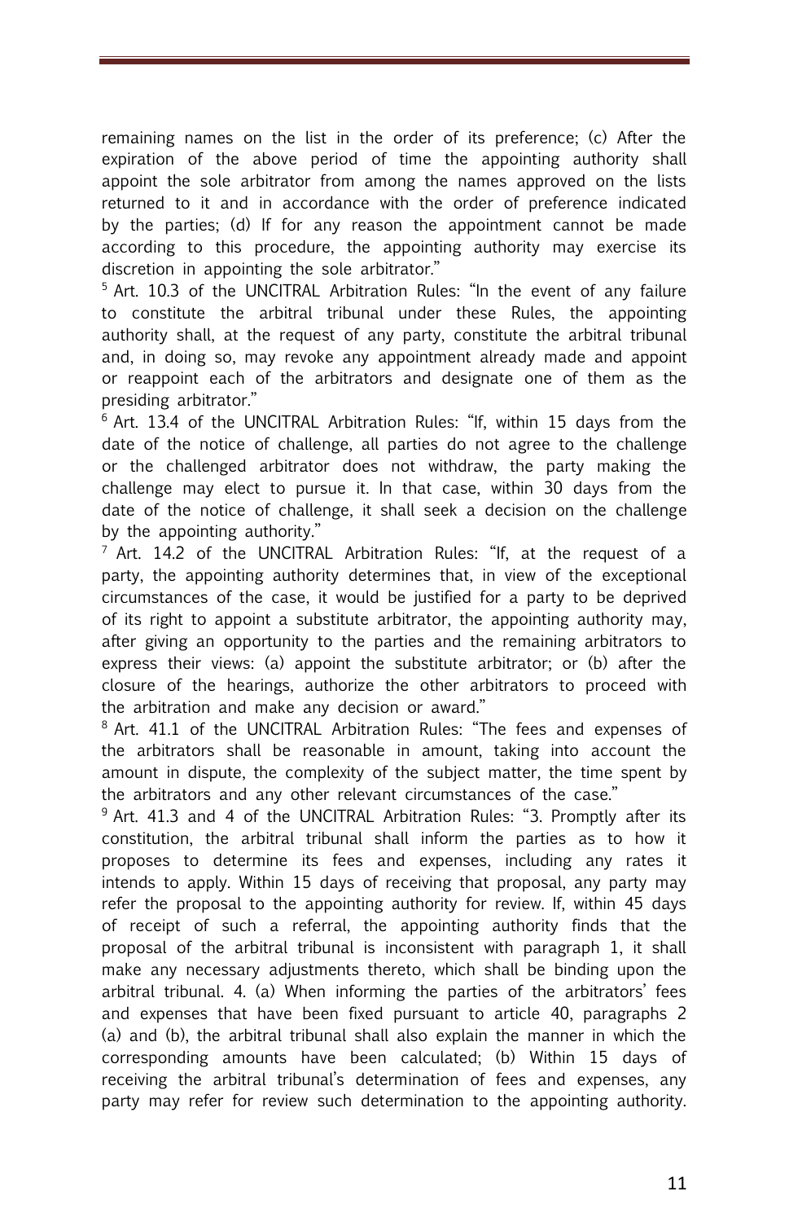remaining names on the list in the order of its preference; (c) After the expiration of the above period of time the appointing authority shall appoint the sole arbitrator from among the names approved on the lists returned to it and in accordance with the order of preference indicated by the parties; (d) If for any reason the appointment cannot be made according to this procedure, the appointing authority may exercise its discretion in appointing the sole arbitrator."

[5] Art. 10.3 of the UNCITRAL Arbitration Rules: "In the event of any failure to constitute the arbitral tribunal under these Rules, the appointing authority shall, at the request of any party, constitute the arbitral tribunal and, in doing so, may revoke any appointment already made and appoint or reappoint each of the arbitrators and designate one of them as the presiding arbitrator."

[6] Art. 13.4 of the UNCITRAL Arbitration Rules: "If, within 15 days from the date of the notice of challenge, all parties do not agree to the challenge or the challenged arbitrator does not withdraw, the party making the challenge may elect to pursue it. In that case, within 30 days from the date of the notice of challenge, it shall seek a decision on the challenge by the appointing authority."

[7] Art. 14.2 of the UNCITRAL Arbitration Rules: "If, at the request of a party, the appointing authority determines that, in view of the exceptional circumstances of the case, it would be justified for a party to be deprived of its right to appoint a substitute arbitrator, the appointing authority may, after giving an opportunity to the parties and the remaining arbitrators to express their views: (a) appoint the substitute arbitrator; or (b) after the closure of the hearings, authorize the other arbitrators to proceed with the arbitration and make any decision or award."

[8] Art. 41.1 of the UNCITRAL Arbitration Rules: "The fees and expenses of the arbitrators shall be reasonable in amount, taking into account the amount in dispute, the complexity of the subject matter, the time spent by the arbitrators and any other relevant circumstances of the case."

[9] Art. 41.3 and 4 of the UNCITRAL Arbitration Rules: "3. Promptly after its constitution, the arbitral tribunal shall inform the parties as to how it proposes to determine its fees and expenses, including any rates it intends to apply. Within 15 days of receiving that proposal, any party may refer the proposal to the appointing authority for review. If, within 45 days of receipt of such a referral, the appointing authority finds that the proposal of the arbitral tribunal is inconsistent with paragraph 1, it shall make any necessary adjustments thereto, which shall be binding upon the arbitral tribunal. 4. (a) When informing the parties of the arbitrators' fees and expenses that have been fixed pursuant to article 40, paragraphs 2 (a) and (b), the arbitral tribunal shall also explain the manner in which the corresponding amounts have been calculated; (b) Within 15 days of receiving the arbitral tribunal's determination of fees and expenses, any party may refer for review such determination to the appointing authority.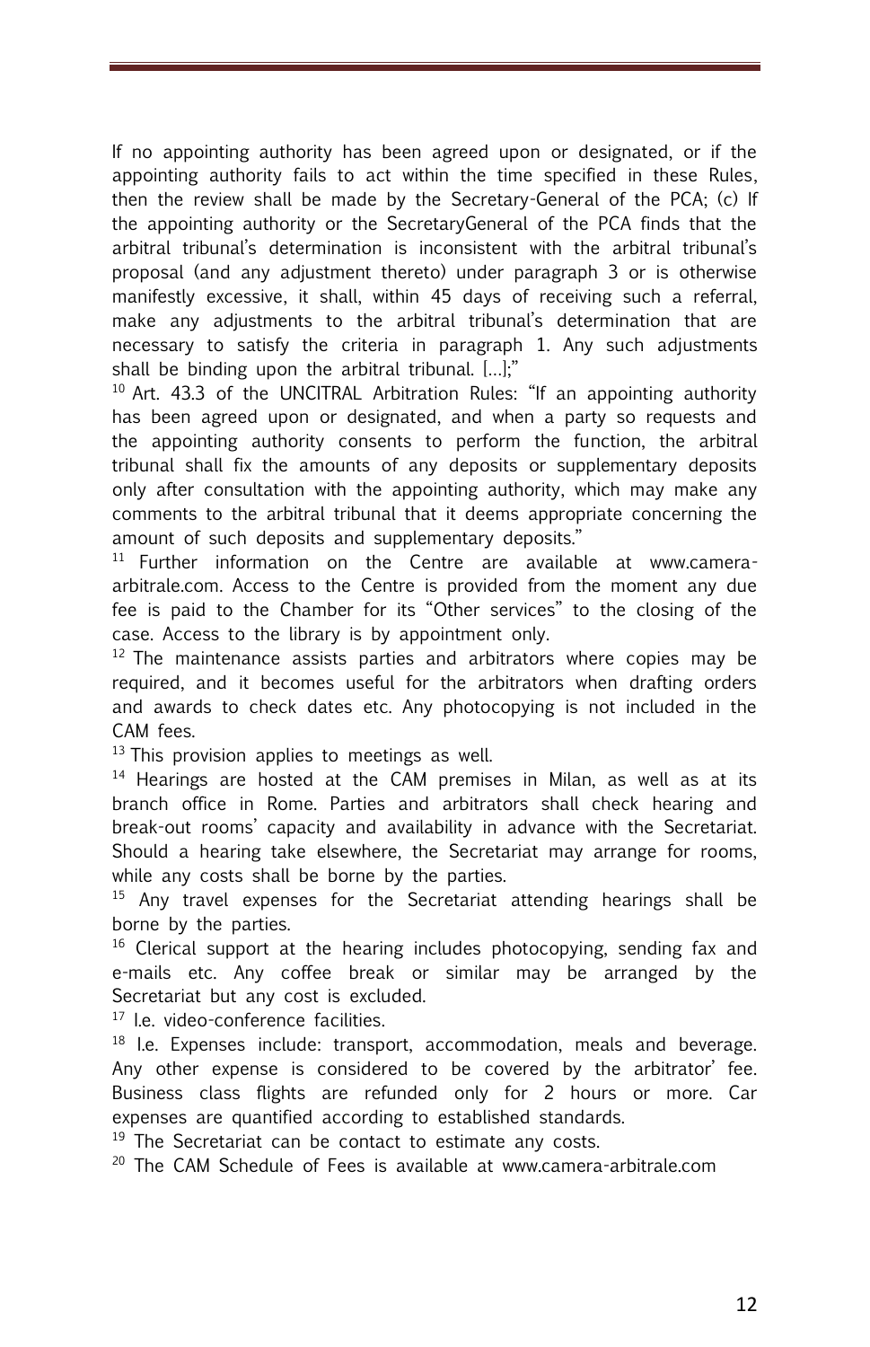If no appointing authority has been agreed upon or designated, or if the appointing authority fails to act within the time specified in these Rules, then the review shall be made by the Secretary-General of the PCA; (c) If the appointing authority or the SecretaryGeneral of the PCA finds that the arbitral tribunal's determination is inconsistent with the arbitral tribunal's proposal (and any adjustment thereto) under paragraph 3 or is otherwise manifestly excessive, it shall, within 45 days of receiving such a referral, make any adjustments to the arbitral tribunal's determination that are necessary to satisfy the criteria in paragraph 1. Any such adjustments shall be binding upon the arbitral tribunal. [...];"

[10] Art. 43.3 of the UNCITRAL Arbitration Rules: "If an appointing authority has been agreed upon or designated, and when a party so requests and the appointing authority consents to perform the function, the arbitral tribunal shall fix the amounts of any deposits or supplementary deposits only after consultation with the appointing authority, which may make any comments to the arbitral tribunal that it deems appropriate concerning the amount of such deposits and supplementary deposits."

[11] Further information on the Centre are available at www.camera-arbitrale.com. Access to the Centre is provided from the moment any due fee is paid to the Chamber for its "Other services" to the closing of the case. Access to the library is by appointment only.

[12] The maintenance assists parties and arbitrators where copies may be required, and it becomes useful for the arbitrators when drafting orders and awards to check dates etc. Any photocopying is not included in the CAM fees.

[13] This provision applies to meetings as well.

[14] Hearings are hosted at the CAM premises in Milan, as well as at its branch office in Rome. Parties and arbitrators shall check hearing and break-out rooms' capacity and availability in advance with the Secretariat. Should a hearing take elsewhere, the Secretariat may arrange for rooms, while any costs shall be borne by the parties.

[15] Any travel expenses for the Secretariat attending hearings shall be borne by the parties.

[16] Clerical support at the hearing includes photocopying, sending fax and e-mails etc. Any coffee break or similar may be arranged by the Secretariat but any cost is excluded.

[17] I.e. video-conference facilities.

[18] I.e. Expenses include: transport, accommodation, meals and beverage. Any other expense is considered to be covered by the arbitrator' fee. Business class flights are refunded only for 2 hours or more. Car expenses are quantified according to established standards.

[19] The Secretariat can be contact to estimate any costs.

[20] The CAM Schedule of Fees is available at www.camera-arbitrale.com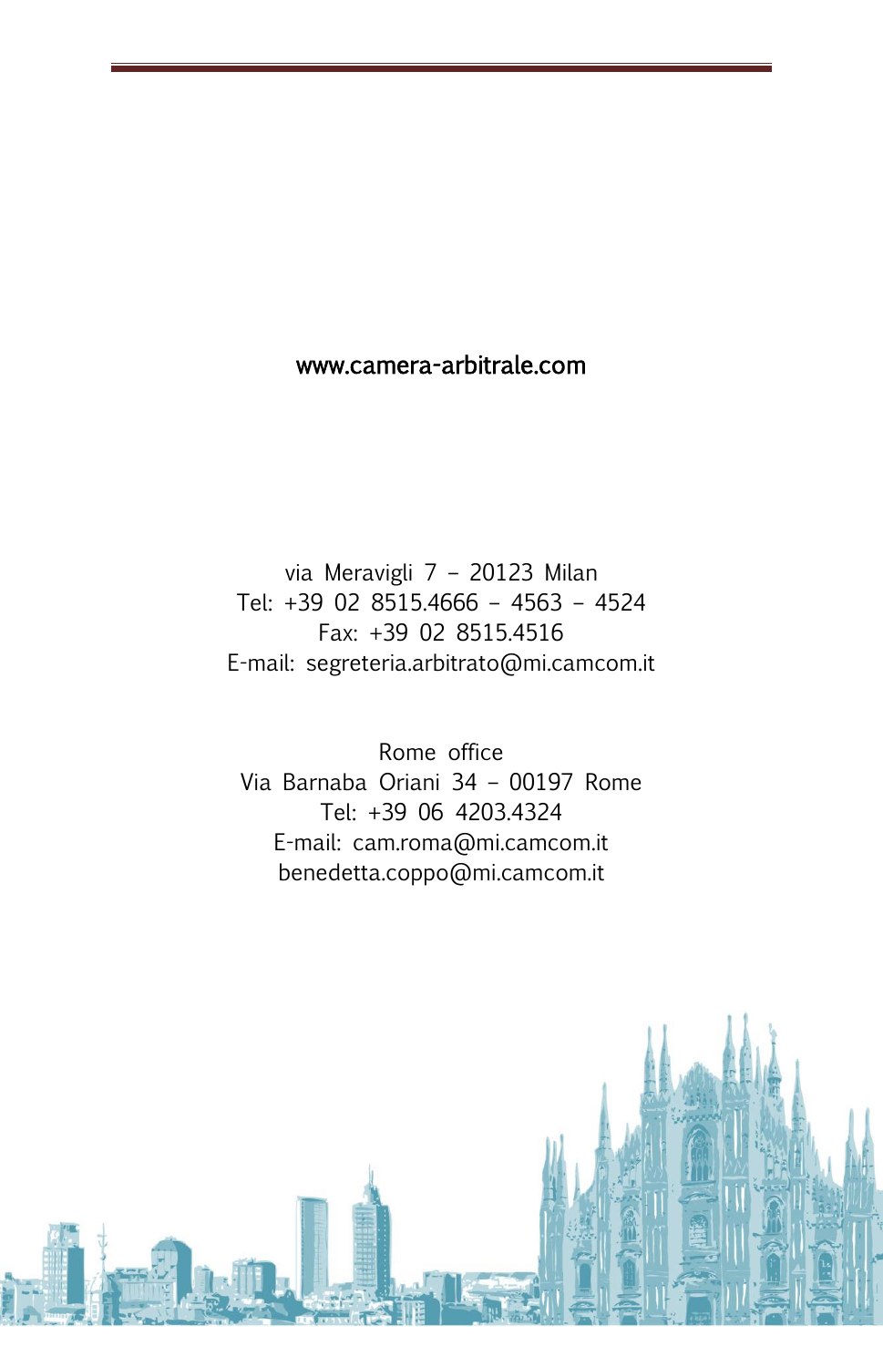www.camera-arbitrale.com

via Meravigli 7 – 20123 Milan
Tel: +39 02 8515.4666 – 4563 – 4524
Fax: +39 02 8515.4516
E-mail: segreteria.arbitrato@mi.camcom.it

Rome office
Via Barnaba Oriani 34 – 00197 Rome
Tel: +39 06 4203.4324
E-mail: cam.roma@mi.camcom.it
benedetta.coppo@mi.camcom.it